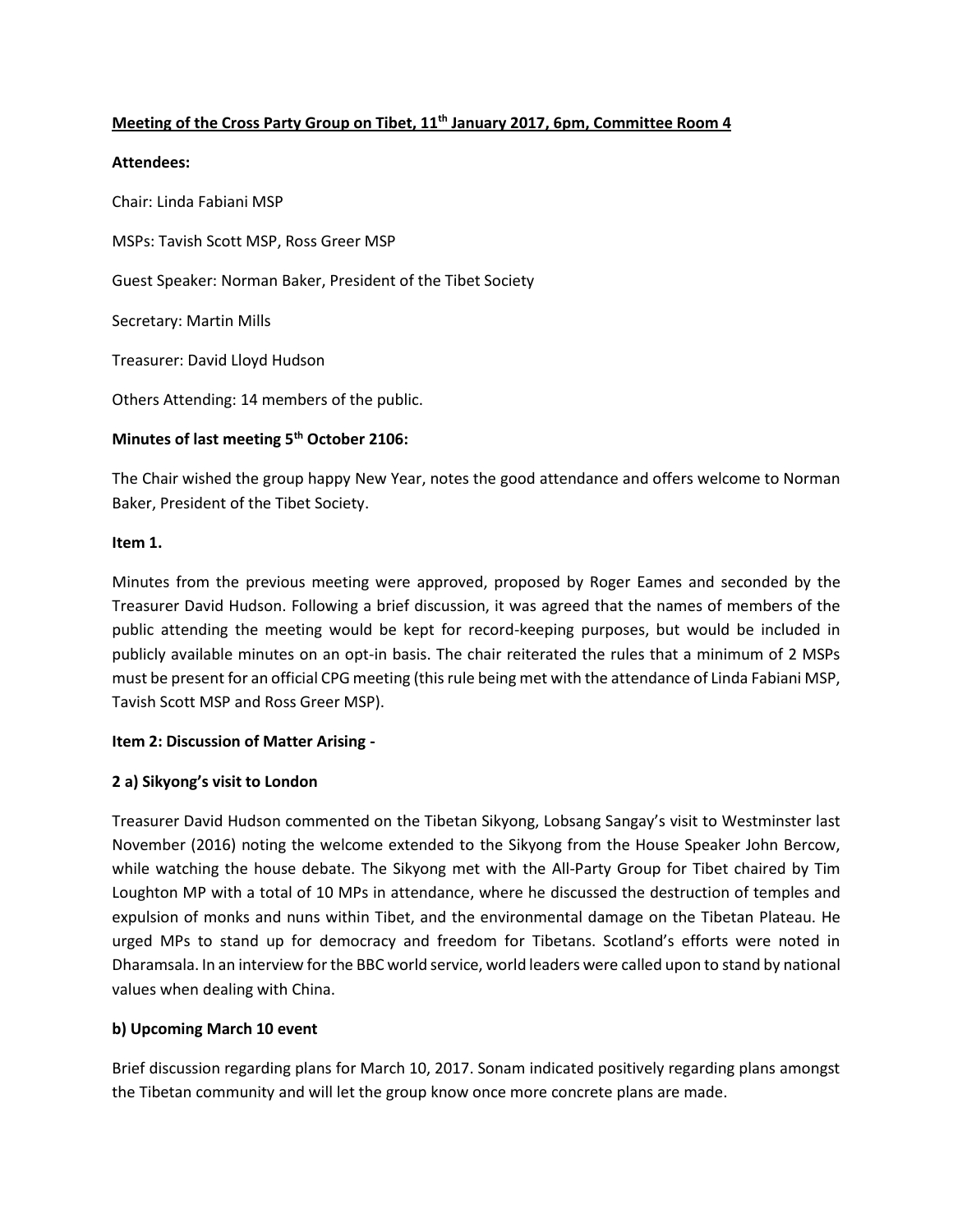**Meeting of the Cross Party Group on Tibet, 11th January 2017, 6pm, Committee Room 4**

**Attendees:**

Chair: Linda Fabiani MSP

MSPs: Tavish Scott MSP, Ross Greer MSP

Guest Speaker: Norman Baker, President of the Tibet Society

Secretary: Martin Mills

Treasurer: David Lloyd Hudson

Others Attending: 14 members of the public.

**Minutes of last meeting 5th October 2106:**

The Chair wished the group happy New Year, notes the good attendance and offers welcome to Norman Baker, President of the Tibet Society.

**Item 1.**

Minutes from the previous meeting were approved, proposed by Roger Eames and seconded by the Treasurer David Hudson. Following a brief discussion, it was agreed that the names of members of the public attending the meeting would be kept for record-keeping purposes, but would be included in publicly available minutes on an opt-in basis. The chair reiterated the rules that a minimum of 2 MSPs must be present for an official CPG meeting (this rule being met with the attendance of Linda Fabiani MSP, Tavish Scott MSP and Ross Greer MSP).

**Item 2: Discussion of Matter Arising -**

**2 a) Sikyong's visit to London**

Treasurer David Hudson commented on the Tibetan Sikyong, Lobsang Sangay's visit to Westminster last November (2016) noting the welcome extended to the Sikyong from the House Speaker John Bercow, while watching the house debate. The Sikyong met with the All-Party Group for Tibet chaired by Tim Loughton MP with a total of 10 MPs in attendance, where he discussed the destruction of temples and expulsion of monks and nuns within Tibet, and the environmental damage on the Tibetan Plateau. He urged MPs to stand up for democracy and freedom for Tibetans. Scotland's efforts were noted in Dharamsala. In an interview for the BBC world service, world leaders were called upon to stand by national values when dealing with China.

**b) Upcoming March 10 event**

Brief discussion regarding plans for March 10, 2017. Sonam indicated positively regarding plans amongst the Tibetan community and will let the group know once more concrete plans are made.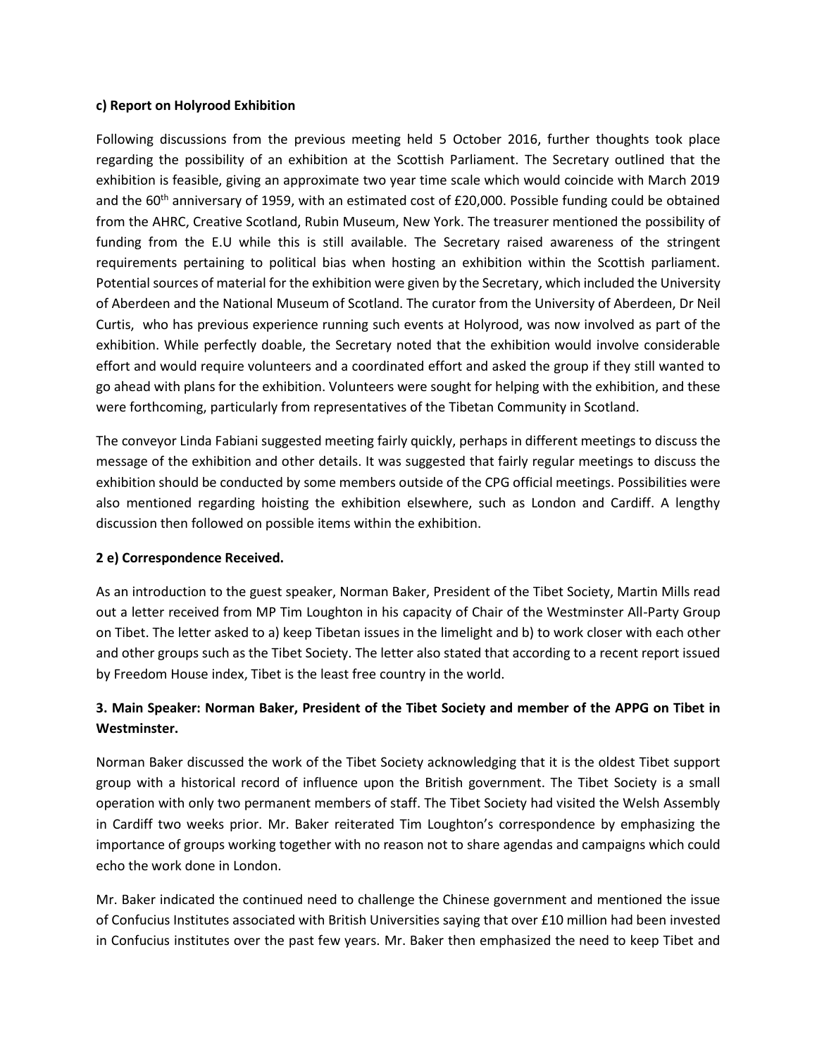**c) Report on Holyrood Exhibition**

Following discussions from the previous meeting held 5 October 2016, further thoughts took place regarding the possibility of an exhibition at the Scottish Parliament. The Secretary outlined that the exhibition is feasible, giving an approximate two year time scale which would coincide with March 2019 and the 60th anniversary of 1959, with an estimated cost of £20,000. Possible funding could be obtained from the AHRC, Creative Scotland, Rubin Museum, New York. The treasurer mentioned the possibility of funding from the E.U while this is still available. The Secretary raised awareness of the stringent requirements pertaining to political bias when hosting an exhibition within the Scottish parliament. Potential sources of material for the exhibition were given by the Secretary, which included the University of Aberdeen and the National Museum of Scotland. The curator from the University of Aberdeen, Dr Neil Curtis, who has previous experience running such events at Holyrood, was now involved as part of the exhibition. While perfectly doable, the Secretary noted that the exhibition would involve considerable effort and would require volunteers and a coordinated effort and asked the group if they still wanted to go ahead with plans for the exhibition. Volunteers were sought for helping with the exhibition, and these were forthcoming, particularly from representatives of the Tibetan Community in Scotland.

The conveyor Linda Fabiani suggested meeting fairly quickly, perhaps in different meetings to discuss the message of the exhibition and other details. It was suggested that fairly regular meetings to discuss the exhibition should be conducted by some members outside of the CPG official meetings. Possibilities were also mentioned regarding hoisting the exhibition elsewhere, such as London and Cardiff. A lengthy discussion then followed on possible items within the exhibition.

**2 e) Correspondence Received.**

As an introduction to the guest speaker, Norman Baker, President of the Tibet Society, Martin Mills read out a letter received from MP Tim Loughton in his capacity of Chair of the Westminster All-Party Group on Tibet. The letter asked to a) keep Tibetan issues in the limelight and b) to work closer with each other and other groups such as the Tibet Society. The letter also stated that according to a recent report issued by Freedom House index, Tibet is the least free country in the world.

**3. Main Speaker: Norman Baker, President of the Tibet Society and member of the APPG on Tibet in Westminster.**

Norman Baker discussed the work of the Tibet Society acknowledging that it is the oldest Tibet support group with a historical record of influence upon the British government. The Tibet Society is a small operation with only two permanent members of staff. The Tibet Society had visited the Welsh Assembly in Cardiff two weeks prior. Mr. Baker reiterated Tim Loughton's correspondence by emphasizing the importance of groups working together with no reason not to share agendas and campaigns which could echo the work done in London.

Mr. Baker indicated the continued need to challenge the Chinese government and mentioned the issue of Confucius Institutes associated with British Universities saying that over £10 million had been invested in Confucius institutes over the past few years. Mr. Baker then emphasized the need to keep Tibet and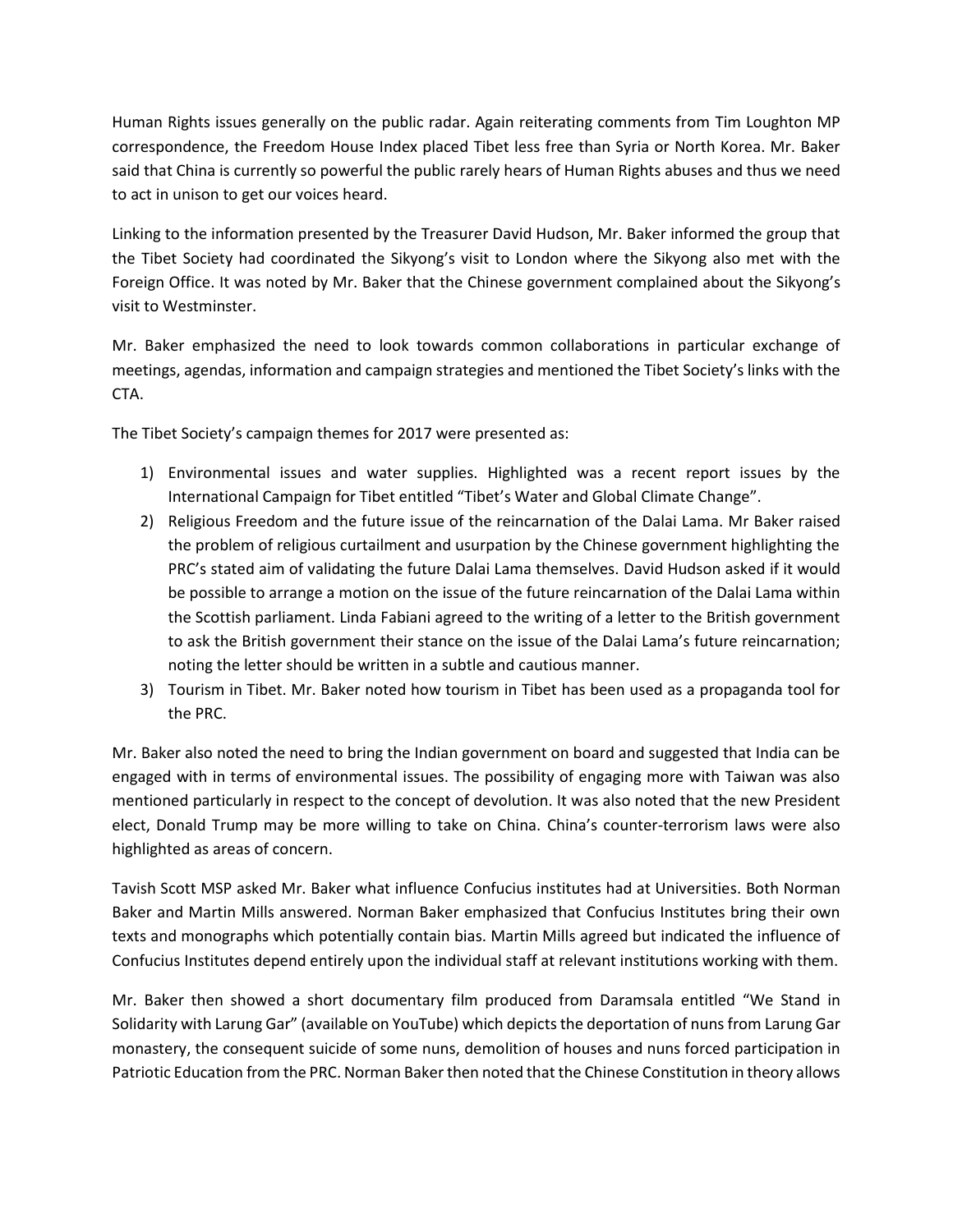Human Rights issues generally on the public radar. Again reiterating comments from Tim Loughton MP correspondence, the Freedom House Index placed Tibet less free than Syria or North Korea. Mr. Baker said that China is currently so powerful the public rarely hears of Human Rights abuses and thus we need to act in unison to get our voices heard.

Linking to the information presented by the Treasurer David Hudson, Mr. Baker informed the group that the Tibet Society had coordinated the Sikyong's visit to London where the Sikyong also met with the Foreign Office. It was noted by Mr. Baker that the Chinese government complained about the Sikyong's visit to Westminster.

Mr. Baker emphasized the need to look towards common collaborations in particular exchange of meetings, agendas, information and campaign strategies and mentioned the Tibet Society's links with the CTA.

The Tibet Society's campaign themes for 2017 were presented as:

1) Environmental issues and water supplies. Highlighted was a recent report issues by the International Campaign for Tibet entitled "Tibet's Water and Global Climate Change".
2) Religious Freedom and the future issue of the reincarnation of the Dalai Lama. Mr Baker raised the problem of religious curtailment and usurpation by the Chinese government highlighting the PRC's stated aim of validating the future Dalai Lama themselves. David Hudson asked if it would be possible to arrange a motion on the issue of the future reincarnation of the Dalai Lama within the Scottish parliament. Linda Fabiani agreed to the writing of a letter to the British government to ask the British government their stance on the issue of the Dalai Lama's future reincarnation; noting the letter should be written in a subtle and cautious manner.
3) Tourism in Tibet. Mr. Baker noted how tourism in Tibet has been used as a propaganda tool for the PRC.

Mr. Baker also noted the need to bring the Indian government on board and suggested that India can be engaged with in terms of environmental issues. The possibility of engaging more with Taiwan was also mentioned particularly in respect to the concept of devolution. It was also noted that the new President elect, Donald Trump may be more willing to take on China. China's counter-terrorism laws were also highlighted as areas of concern.

Tavish Scott MSP asked Mr. Baker what influence Confucius institutes had at Universities. Both Norman Baker and Martin Mills answered. Norman Baker emphasized that Confucius Institutes bring their own texts and monographs which potentially contain bias. Martin Mills agreed but indicated the influence of Confucius Institutes depend entirely upon the individual staff at relevant institutions working with them.

Mr. Baker then showed a short documentary film produced from Daramsala entitled "We Stand in Solidarity with Larung Gar" (available on YouTube) which depicts the deportation of nuns from Larung Gar monastery, the consequent suicide of some nuns, demolition of houses and nuns forced participation in Patriotic Education from the PRC. Norman Baker then noted that the Chinese Constitution in theory allows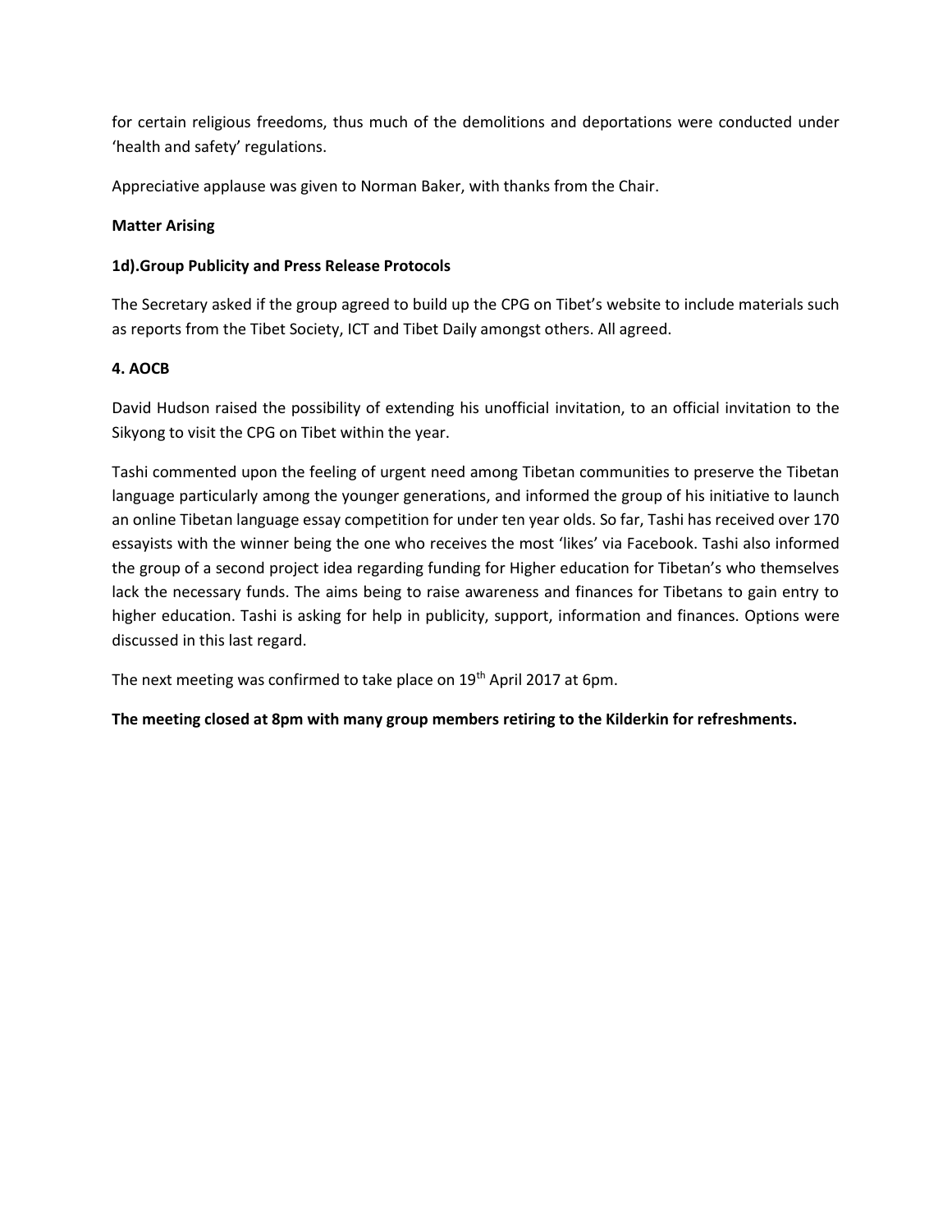for certain religious freedoms, thus much of the demolitions and deportations were conducted under 'health and safety' regulations.

Appreciative applause was given to Norman Baker, with thanks from the Chair.

**Matter Arising**

**1d).Group Publicity and Press Release Protocols**

The Secretary asked if the group agreed to build up the CPG on Tibet's website to include materials such as reports from the Tibet Society, ICT and Tibet Daily amongst others. All agreed.

**4. AOCB**

David Hudson raised the possibility of extending his unofficial invitation, to an official invitation to the Sikyong to visit the CPG on Tibet within the year.

Tashi commented upon the feeling of urgent need among Tibetan communities to preserve the Tibetan language particularly among the younger generations, and informed the group of his initiative to launch an online Tibetan language essay competition for under ten year olds. So far, Tashi has received over 170 essayists with the winner being the one who receives the most 'likes' via Facebook. Tashi also informed the group of a second project idea regarding funding for Higher education for Tibetan's who themselves lack the necessary funds. The aims being to raise awareness and finances for Tibetans to gain entry to higher education. Tashi is asking for help in publicity, support, information and finances. Options were discussed in this last regard.

The next meeting was confirmed to take place on 19th April 2017 at 6pm.

**The meeting closed at 8pm with many group members retiring to the Kilderkin for refreshments.**